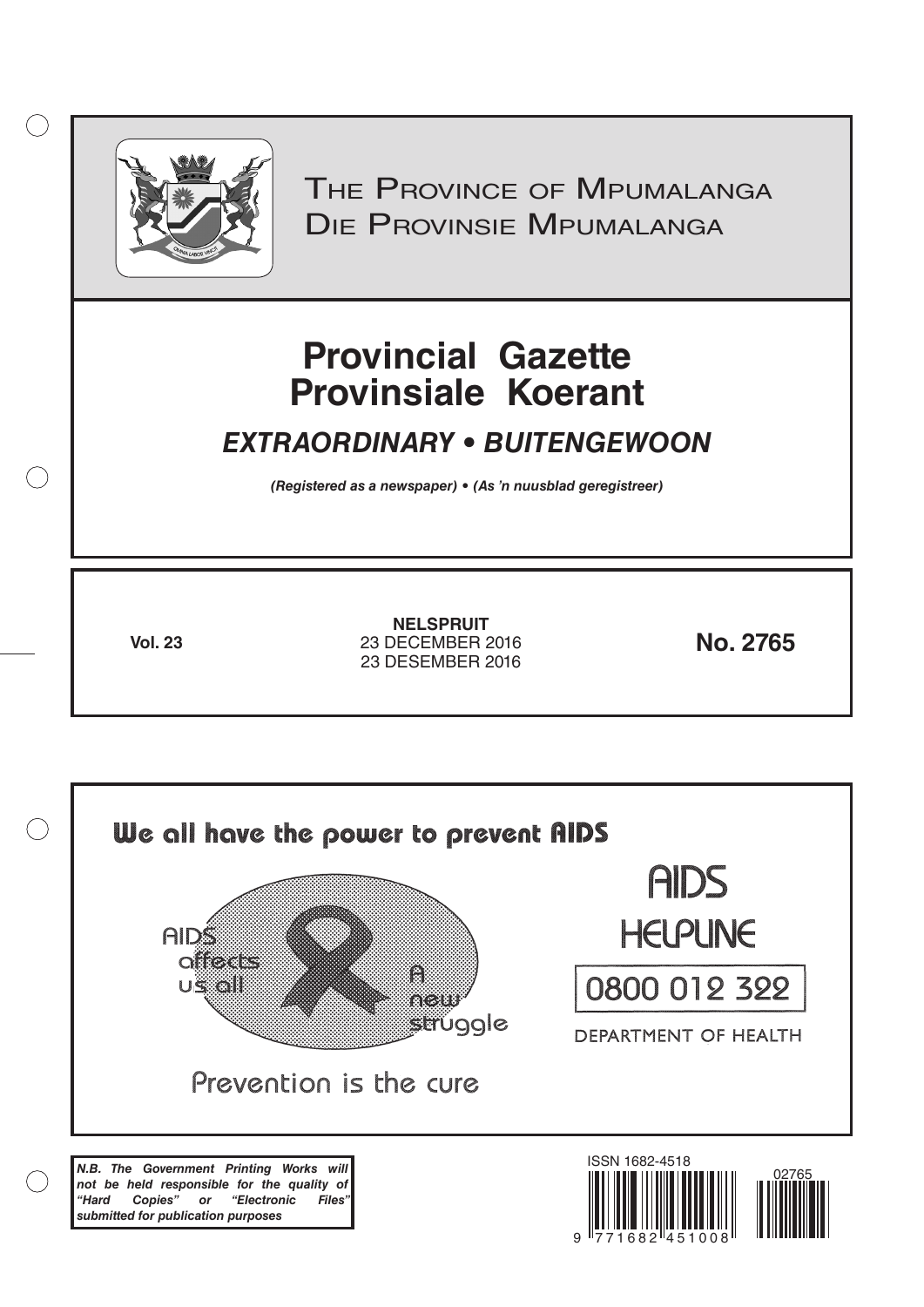# The Province of Mpumalanga
# Die Provinsie Mpumalanga

# Provincial Gazette
# Provinsiale Koerant

## *EXTRAORDINARY • BUITENGEWOON*

***(Registered as a newspaper) • (As 'n nuusblad geregistreer)***

**Vol. 23**

**NELSPRUIT**
23 DECEMBER 2016
23 DESEMBER 2016

**No. 2765**

**We all have the power to prevent AIDS**

AIDS affects us all

A new struggle

Prevention is the cure

AIDS HELPLINE

0800 012 322

DEPARTMENT OF HEALTH

***N.B. The Government Printing Works will not be held responsible for the quality of "Hard Copies" or "Electronic Files" submitted for publication purposes***

ISSN 1682-4518

02765

9 771682 451008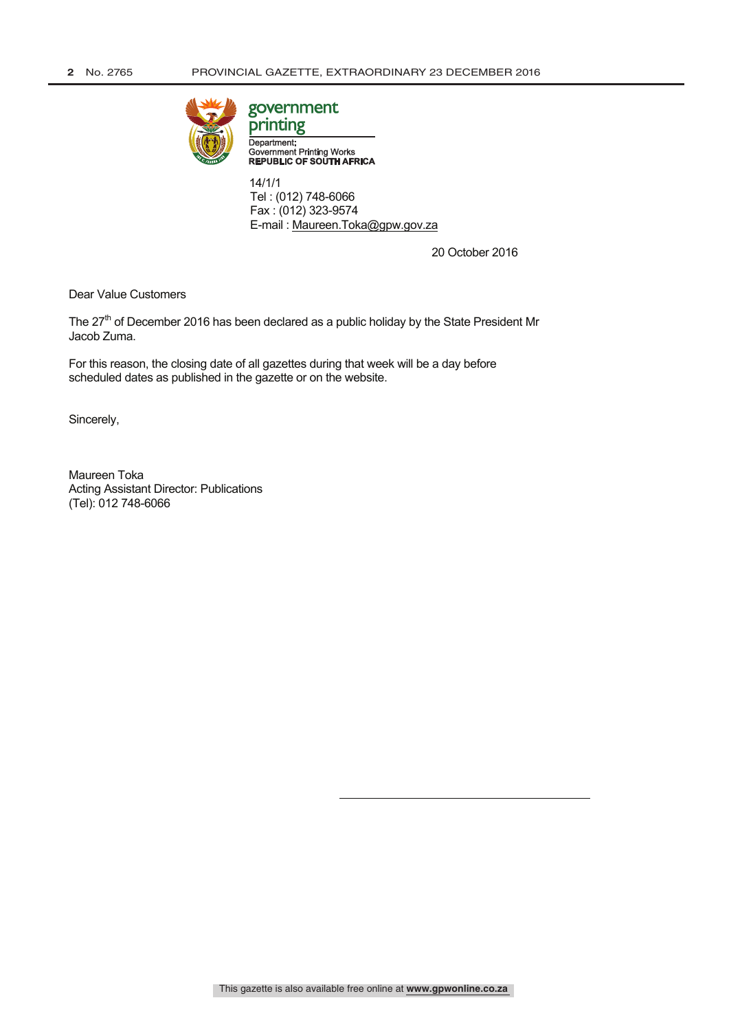government
printing

Department:
Government Printing Works
**REPUBLIC OF SOUTH AFRICA**

14/1/1
Tel : (012) 748-6066
Fax : (012) 323-9574
E-mail : Maureen.Toka@gpw.gov.za

20 October 2016

Dear Value Customers

The 27th of December 2016 has been declared as a public holiday by the State President Mr Jacob Zuma.

For this reason, the closing date of all gazettes during that week will be a day before scheduled dates as published in the gazette or on the website.

Sincerely,

Maureen Toka
Acting Assistant Director: Publications
(Tel): 012 748-6066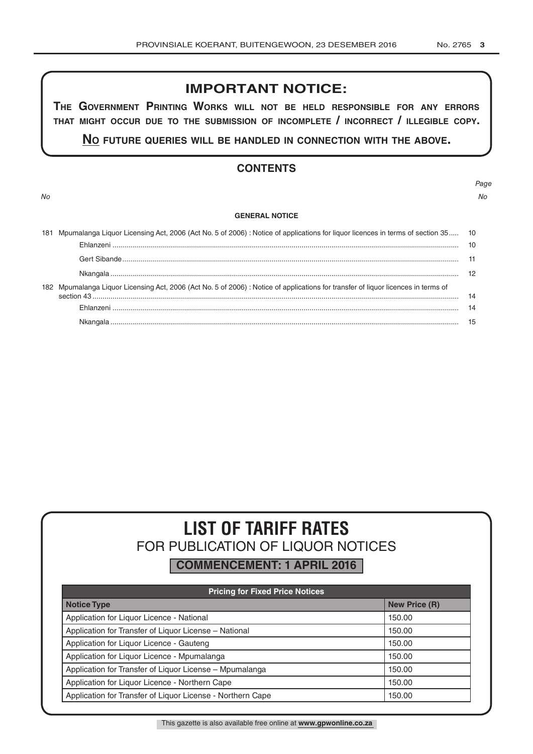# IMPORTANT NOTICE:

**THE GOVERNMENT PRINTING WORKS WILL NOT BE HELD RESPONSIBLE FOR ANY ERRORS THAT MIGHT OCCUR DUE TO THE SUBMISSION OF INCOMPLETE / INCORRECT / ILLEGIBLE COPY.**

**NO FUTURE QUERIES WILL BE HANDLED IN CONNECTION WITH THE ABOVE.**

## CONTENTS

| No | | Page No |
|---|---|---|
| | **GENERAL NOTICE** | |
| 181 | Mpumalanga Liquor Licensing Act, 2006 (Act No. 5 of 2006) : Notice of applications for liquor licences in terms of section 35 | 10 |
| | Ehlanzeni | 10 |
| | Gert Sibande | 11 |
| | Nkangala | 12 |
| 182 | Mpumalanga Liquor Licensing Act, 2006 (Act No. 5 of 2006) : Notice of applications for transfer of liquor licences in terms of section 43 | 14 |
| | Ehlanzeni | 14 |
| | Nkangala | 15 |

# LIST OF TARIFF RATES

## FOR PUBLICATION OF LIQUOR NOTICES

**COMMENCEMENT: 1 APRIL 2016**

| Pricing for Fixed Price Notices | |
|---|---|
| **Notice Type** | **New Price (R)** |
| Application for Liquor Licence - National | 150.00 |
| Application for Transfer of Liquor License – National | 150.00 |
| Application for Liquor Licence - Gauteng | 150.00 |
| Application for Liquor Licence - Mpumalanga | 150.00 |
| Application for Transfer of Liquor License – Mpumalanga | 150.00 |
| Application for Liquor Licence - Northern Cape | 150.00 |
| Application for Transfer of Liquor License - Northern Cape | 150.00 |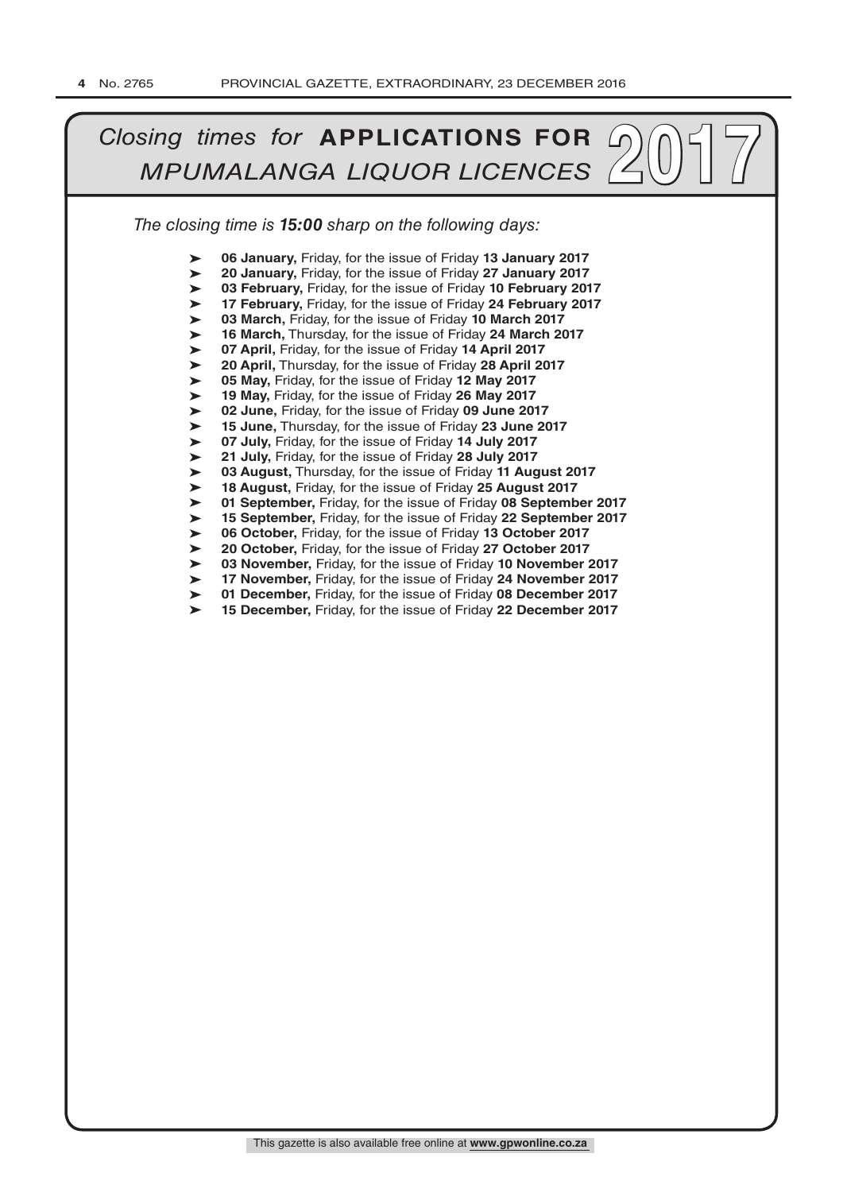# *Closing times for* **APPLICATIONS FOR** *MPUMALANGA LIQUOR LICENCES* **2017**

*The closing time is **15:00** sharp on the following days:*

- **06 January,** Friday, for the issue of Friday **13 January 2017**
- **20 January,** Friday, for the issue of Friday **27 January 2017**
- **03 February,** Friday, for the issue of Friday **10 February 2017**
- **17 February,** Friday, for the issue of Friday **24 February 2017**
- **03 March,** Friday, for the issue of Friday **10 March 2017**
- **16 March,** Thursday, for the issue of Friday **24 March 2017**
- **07 April,** Friday, for the issue of Friday **14 April 2017**
- **20 April,** Thursday, for the issue of Friday **28 April 2017**
- **05 May,** Friday, for the issue of Friday **12 May 2017**
- **19 May,** Friday, for the issue of Friday **26 May 2017**
- **02 June,** Friday, for the issue of Friday **09 June 2017**
- **15 June,** Thursday, for the issue of Friday **23 June 2017**
- **07 July,** Friday, for the issue of Friday **14 July 2017**
- **21 July,** Friday, for the issue of Friday **28 July 2017**
- **03 August,** Thursday, for the issue of Friday **11 August 2017**
- **18 August,** Friday, for the issue of Friday **25 August 2017**
- **01 September,** Friday, for the issue of Friday **08 September 2017**
- **15 September,** Friday, for the issue of Friday **22 September 2017**
- **06 October,** Friday, for the issue of Friday **13 October 2017**
- **20 October,** Friday, for the issue of Friday **27 October 2017**
- **03 November,** Friday, for the issue of Friday **10 November 2017**
- **17 November,** Friday, for the issue of Friday **24 November 2017**
- **01 December,** Friday, for the issue of Friday **08 December 2017**
- **15 December,** Friday, for the issue of Friday **22 December 2017**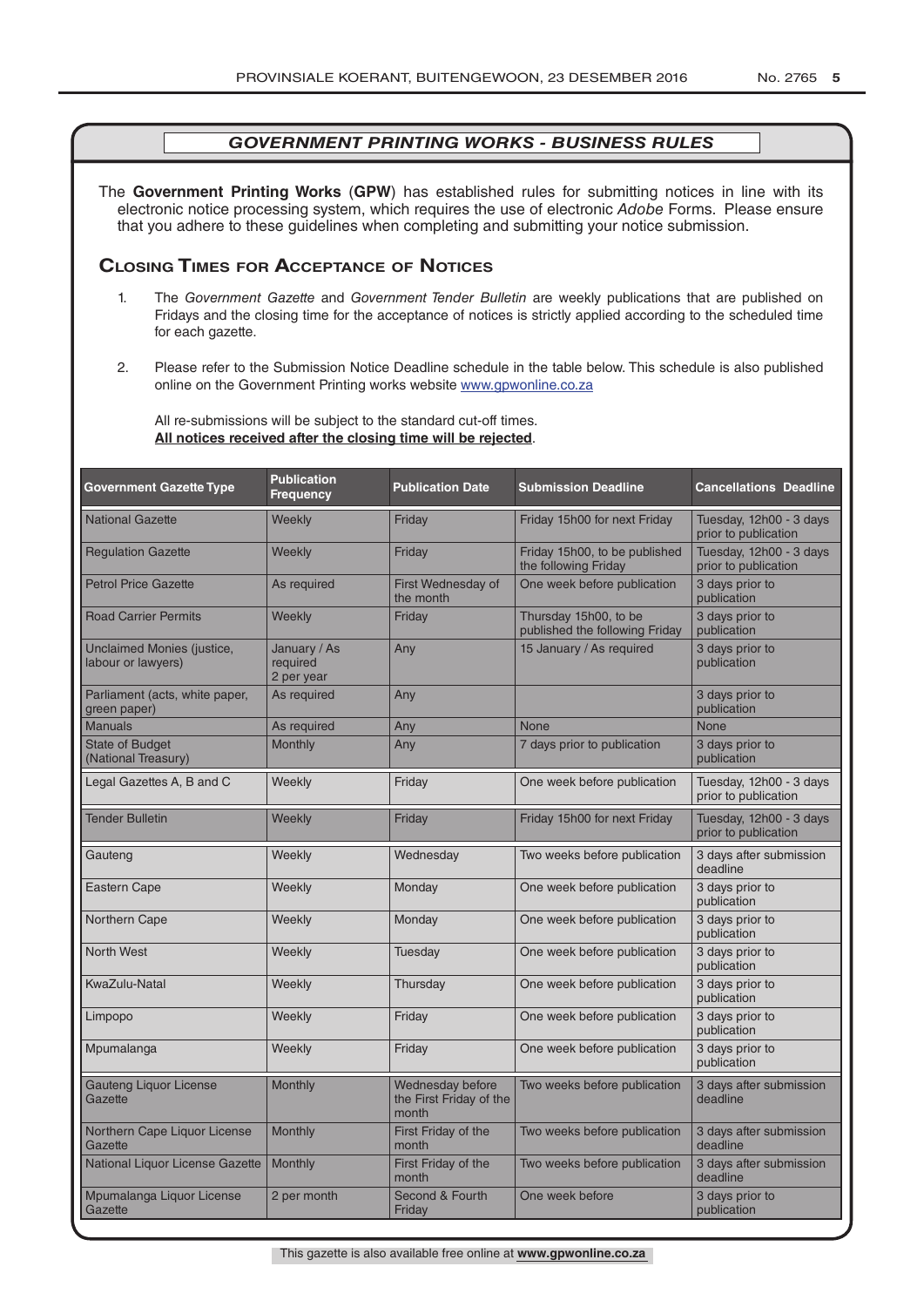## *GOVERNMENT PRINTING WORKS - BUSINESS RULES*

The **Government Printing Works** (**GPW**) has established rules for submitting notices in line with its electronic notice processing system, which requires the use of electronic *Adobe* Forms. Please ensure that you adhere to these guidelines when completing and submitting your notice submission.

### Closing Times for Acceptance of Notices

1. The *Government Gazette* and *Government Tender Bulletin* are weekly publications that are published on Fridays and the closing time for the acceptance of notices is strictly applied according to the scheduled time for each gazette.
2. Please refer to the Submission Notice Deadline schedule in the table below. This schedule is also published online on the Government Printing works website www.gpwonline.co.za

   All re-submissions will be subject to the standard cut-off times.
   **All notices received after the closing time will be rejected**.

| Government Gazette Type | Publication Frequency | Publication Date | Submission Deadline | Cancellations Deadline |
|---|---|---|---|---|
| National Gazette | Weekly | Friday | Friday 15h00 for next Friday | Tuesday, 12h00 - 3 days prior to publication |
| Regulation Gazette | Weekly | Friday | Friday 15h00, to be published the following Friday | Tuesday, 12h00 - 3 days prior to publication |
| Petrol Price Gazette | As required | First Wednesday of the month | One week before publication | 3 days prior to publication |
| Road Carrier Permits | Weekly | Friday | Thursday 15h00, to be published the following Friday | 3 days prior to publication |
| Unclaimed Monies (justice, labour or lawyers) | January / As required 2 per year | Any | 15 January / As required | 3 days prior to publication |
| Parliament (acts, white paper, green paper) | As required | Any | | 3 days prior to publication |
| Manuals | As required | Any | None | None |
| State of Budget (National Treasury) | Monthly | Any | 7 days prior to publication | 3 days prior to publication |
| Legal Gazettes A, B and C | Weekly | Friday | One week before publication | Tuesday, 12h00 - 3 days prior to publication |
| Tender Bulletin | Weekly | Friday | Friday 15h00 for next Friday | Tuesday, 12h00 - 3 days prior to publication |
| Gauteng | Weekly | Wednesday | Two weeks before publication | 3 days after submission deadline |
| Eastern Cape | Weekly | Monday | One week before publication | 3 days prior to publication |
| Northern Cape | Weekly | Monday | One week before publication | 3 days prior to publication |
| North West | Weekly | Tuesday | One week before publication | 3 days prior to publication |
| KwaZulu-Natal | Weekly | Thursday | One week before publication | 3 days prior to publication |
| Limpopo | Weekly | Friday | One week before publication | 3 days prior to publication |
| Mpumalanga | Weekly | Friday | One week before publication | 3 days prior to publication |
| Gauteng Liquor License Gazette | Monthly | Wednesday before the First Friday of the month | Two weeks before publication | 3 days after submission deadline |
| Northern Cape Liquor License Gazette | Monthly | First Friday of the month | Two weeks before publication | 3 days after submission deadline |
| National Liquor License Gazette | Monthly | First Friday of the month | Two weeks before publication | 3 days after submission deadline |
| Mpumalanga Liquor License Gazette | 2 per month | Second & Fourth Friday | One week before | 3 days prior to publication |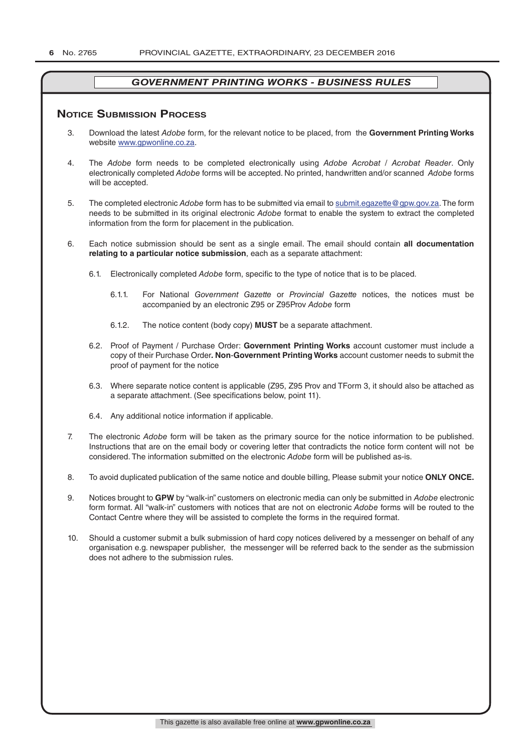## GOVERNMENT PRINTING WORKS - BUSINESS RULES

### Notice Submission Process

3. Download the latest *Adobe* form, for the relevant notice to be placed, from the **Government Printing Works** website www.gpwonline.co.za.

4. The *Adobe* form needs to be completed electronically using *Adobe Acrobat* / *Acrobat Reader*. Only electronically completed *Adobe* forms will be accepted. No printed, handwritten and/or scanned *Adobe* forms will be accepted.

5. The completed electronic *Adobe* form has to be submitted via email to submit.egazette@gpw.gov.za. The form needs to be submitted in its original electronic *Adobe* format to enable the system to extract the completed information from the form for placement in the publication.

6. Each notice submission should be sent as a single email. The email should contain **all documentation relating to a particular notice submission**, each as a separate attachment:

   6.1. Electronically completed *Adobe* form, specific to the type of notice that is to be placed.

      6.1.1. For National *Government Gazette* or *Provincial Gazette* notices, the notices must be accompanied by an electronic Z95 or Z95Prov *Adobe* form

      6.1.2. The notice content (body copy) **MUST** be a separate attachment.

   6.2. Proof of Payment / Purchase Order: **Government Printing Works** account customer must include a copy of their Purchase Order**. Non-Government Printing Works** account customer needs to submit the proof of payment for the notice

   6.3. Where separate notice content is applicable (Z95, Z95 Prov and TForm 3, it should also be attached as a separate attachment. (See specifications below, point 11).

   6.4. Any additional notice information if applicable.

7. The electronic *Adobe* form will be taken as the primary source for the notice information to be published. Instructions that are on the email body or covering letter that contradicts the notice form content will not be considered. The information submitted on the electronic *Adobe* form will be published as-is.

8. To avoid duplicated publication of the same notice and double billing, Please submit your notice **ONLY ONCE.**

9. Notices brought to **GPW** by "walk-in" customers on electronic media can only be submitted in *Adobe* electronic form format. All "walk-in" customers with notices that are not on electronic *Adobe* forms will be routed to the Contact Centre where they will be assisted to complete the forms in the required format.

10. Should a customer submit a bulk submission of hard copy notices delivered by a messenger on behalf of any organisation e.g. newspaper publisher, the messenger will be referred back to the sender as the submission does not adhere to the submission rules.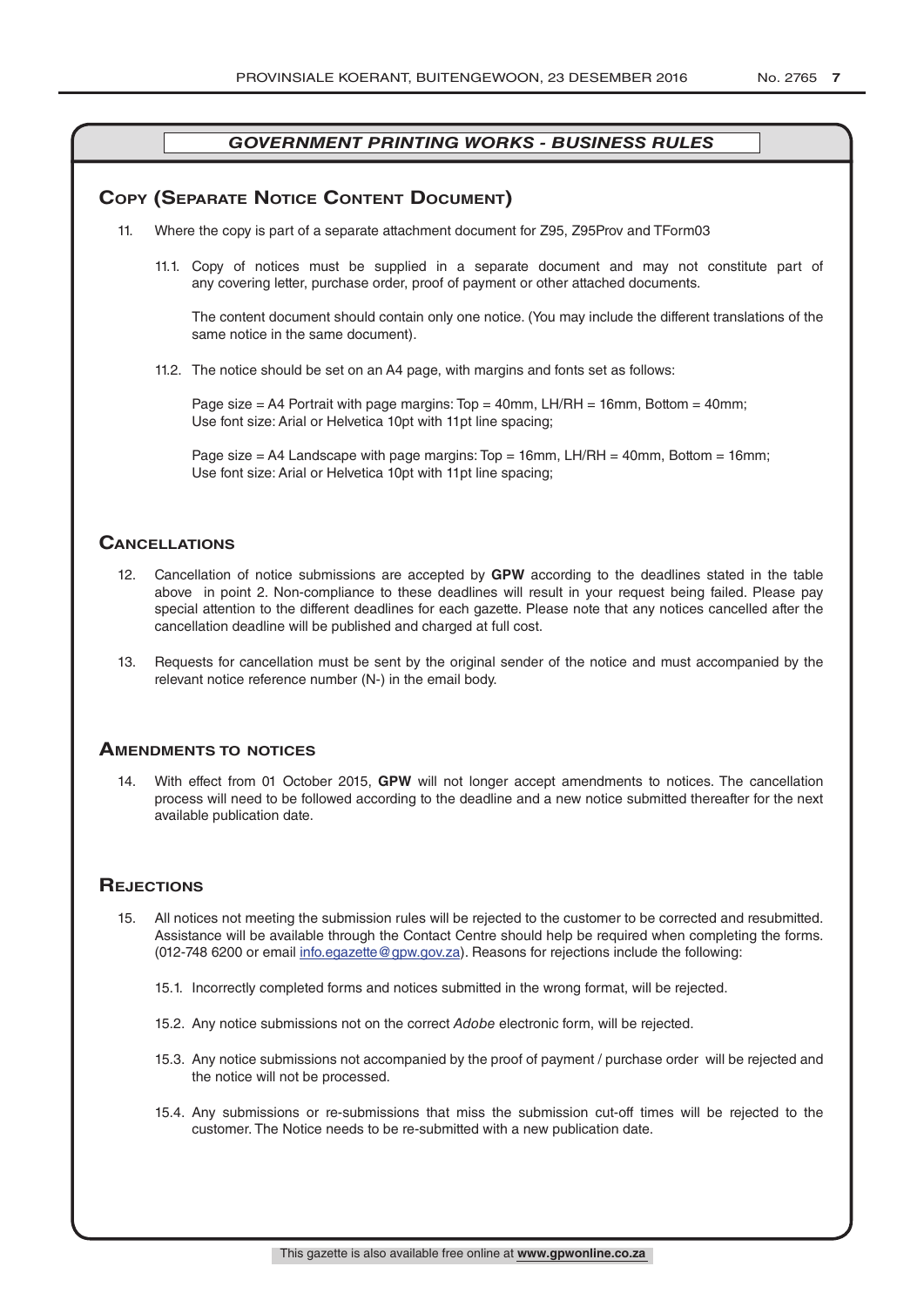## GOVERNMENT PRINTING WORKS - BUSINESS RULES

## Copy (Separate Notice Content Document)

11. Where the copy is part of a separate attachment document for Z95, Z95Prov and TForm03

    11.1. Copy of notices must be supplied in a separate document and may not constitute part of any covering letter, purchase order, proof of payment or other attached documents.

    The content document should contain only one notice. (You may include the different translations of the same notice in the same document).

    11.2. The notice should be set on an A4 page, with margins and fonts set as follows:

    Page size = A4 Portrait with page margins: Top = 40mm, LH/RH = 16mm, Bottom = 40mm;
    Use font size: Arial or Helvetica 10pt with 11pt line spacing;

    Page size = A4 Landscape with page margins: Top = 16mm, LH/RH = 40mm, Bottom = 16mm;
    Use font size: Arial or Helvetica 10pt with 11pt line spacing;

## Cancellations

12. Cancellation of notice submissions are accepted by **GPW** according to the deadlines stated in the table above in point 2. Non-compliance to these deadlines will result in your request being failed. Please pay special attention to the different deadlines for each gazette. Please note that any notices cancelled after the cancellation deadline will be published and charged at full cost.

13. Requests for cancellation must be sent by the original sender of the notice and must accompanied by the relevant notice reference number (N-) in the email body.

## Amendments to notices

14. With effect from 01 October 2015, **GPW** will not longer accept amendments to notices. The cancellation process will need to be followed according to the deadline and a new notice submitted thereafter for the next available publication date.

## Rejections

15. All notices not meeting the submission rules will be rejected to the customer to be corrected and resubmitted. Assistance will be available through the Contact Centre should help be required when completing the forms. (012-748 6200 or email info.egazette@gpw.gov.za). Reasons for rejections include the following:

    15.1. Incorrectly completed forms and notices submitted in the wrong format, will be rejected.

    15.2. Any notice submissions not on the correct *Adobe* electronic form, will be rejected.

    15.3. Any notice submissions not accompanied by the proof of payment / purchase order will be rejected and the notice will not be processed.

    15.4. Any submissions or re-submissions that miss the submission cut-off times will be rejected to the customer. The Notice needs to be re-submitted with a new publication date.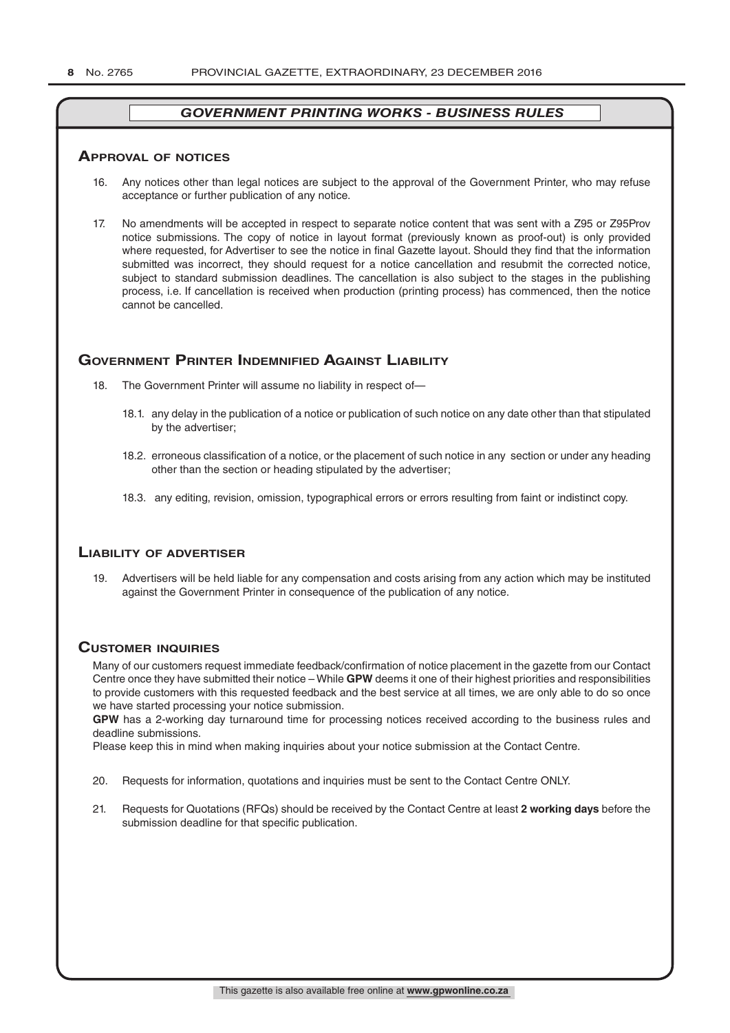## *GOVERNMENT PRINTING WORKS - BUSINESS RULES*

### Approval of notices

16. Any notices other than legal notices are subject to the approval of the Government Printer, who may refuse acceptance or further publication of any notice.

17. No amendments will be accepted in respect to separate notice content that was sent with a Z95 or Z95Prov notice submissions. The copy of notice in layout format (previously known as proof-out) is only provided where requested, for Advertiser to see the notice in final Gazette layout. Should they find that the information submitted was incorrect, they should request for a notice cancellation and resubmit the corrected notice, subject to standard submission deadlines. The cancellation is also subject to the stages in the publishing process, i.e. If cancellation is received when production (printing process) has commenced, then the notice cannot be cancelled.

### Government Printer Indemnified Against Liability

18. The Government Printer will assume no liability in respect of—

    18.1. any delay in the publication of a notice or publication of such notice on any date other than that stipulated by the advertiser;

    18.2. erroneous classification of a notice, or the placement of such notice in any section or under any heading other than the section or heading stipulated by the advertiser;

    18.3. any editing, revision, omission, typographical errors or errors resulting from faint or indistinct copy.

### Liability of advertiser

19. Advertisers will be held liable for any compensation and costs arising from any action which may be instituted against the Government Printer in consequence of the publication of any notice.

### Customer inquiries

Many of our customers request immediate feedback/confirmation of notice placement in the gazette from our Contact Centre once they have submitted their notice – While **GPW** deems it one of their highest priorities and responsibilities to provide customers with this requested feedback and the best service at all times, we are only able to do so once we have started processing your notice submission.

**GPW** has a 2-working day turnaround time for processing notices received according to the business rules and deadline submissions.

Please keep this in mind when making inquiries about your notice submission at the Contact Centre.

20. Requests for information, quotations and inquiries must be sent to the Contact Centre ONLY.

21. Requests for Quotations (RFQs) should be received by the Contact Centre at least **2 working days** before the submission deadline for that specific publication.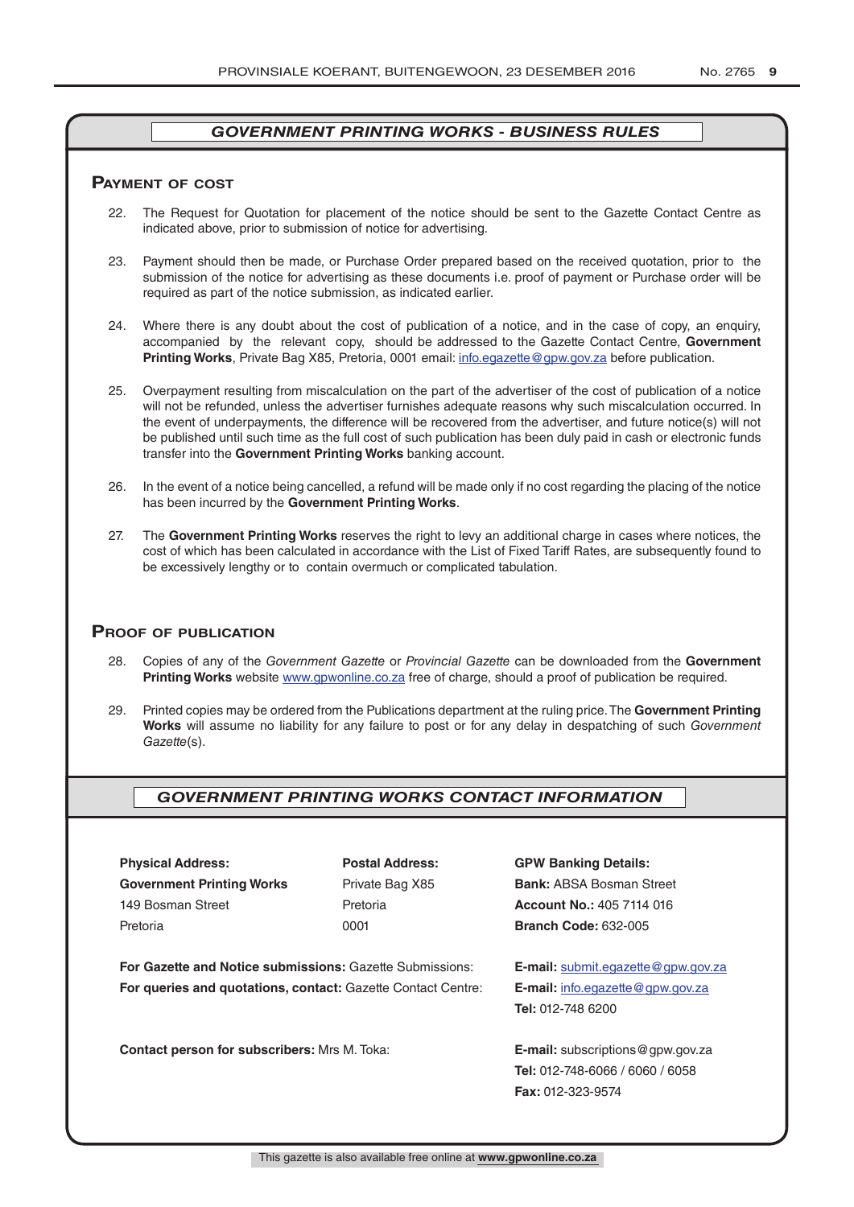## *GOVERNMENT PRINTING WORKS - BUSINESS RULES*

### Payment of cost

22. The Request for Quotation for placement of the notice should be sent to the Gazette Contact Centre as indicated above, prior to submission of notice for advertising.
23. Payment should then be made, or Purchase Order prepared based on the received quotation, prior to the submission of the notice for advertising as these documents i.e. proof of payment or Purchase order will be required as part of the notice submission, as indicated earlier.
24. Where there is any doubt about the cost of publication of a notice, and in the case of copy, an enquiry, accompanied by the relevant copy, should be addressed to the Gazette Contact Centre, **Government Printing Works**, Private Bag X85, Pretoria, 0001 email: info.egazette@gpw.gov.za before publication.
25. Overpayment resulting from miscalculation on the part of the advertiser of the cost of publication of a notice will not be refunded, unless the advertiser furnishes adequate reasons why such miscalculation occurred. In the event of underpayments, the difference will be recovered from the advertiser, and future notice(s) will not be published until such time as the full cost of such publication has been duly paid in cash or electronic funds transfer into the **Government Printing Works** banking account.
26. In the event of a notice being cancelled, a refund will be made only if no cost regarding the placing of the notice has been incurred by the **Government Printing Works**.
27. The **Government Printing Works** reserves the right to levy an additional charge in cases where notices, the cost of which has been calculated in accordance with the List of Fixed Tariff Rates, are subsequently found to be excessively lengthy or to contain overmuch or complicated tabulation.

### Proof of publication

28. Copies of any of the *Government Gazette* or *Provincial Gazette* can be downloaded from the **Government Printing Works** website www.gpwonline.co.za free of charge, should a proof of publication be required.
29. Printed copies may be ordered from the Publications department at the ruling price. The **Government Printing Works** will assume no liability for any failure to post or for any delay in despatching of such *Government Gazette*(s).

## *GOVERNMENT PRINTING WORKS CONTACT INFORMATION*

| **Physical Address:** | **Postal Address:** | **GPW Banking Details:** |
|---|---|---|
| **Government Printing Works** | Private Bag X85 | **Bank:** ABSA Bosman Street |
| 149 Bosman Street | Pretoria | **Account No.:** 405 7114 016 |
| Pretoria | 0001 | **Branch Code:** 632-005 |

**For Gazette and Notice submissions:** Gazette Submissions: **E-mail:** submit.egazette@gpw.gov.za

**For queries and quotations, contact:** Gazette Contact Centre: **E-mail:** info.egazette@gpw.gov.za
**Tel:** 012-748 6200

**Contact person for subscribers:** Mrs M. Toka: **E-mail:** subscriptions@gpw.gov.za
**Tel:** 012-748-6066 / 6060 / 6058
**Fax:** 012-323-9574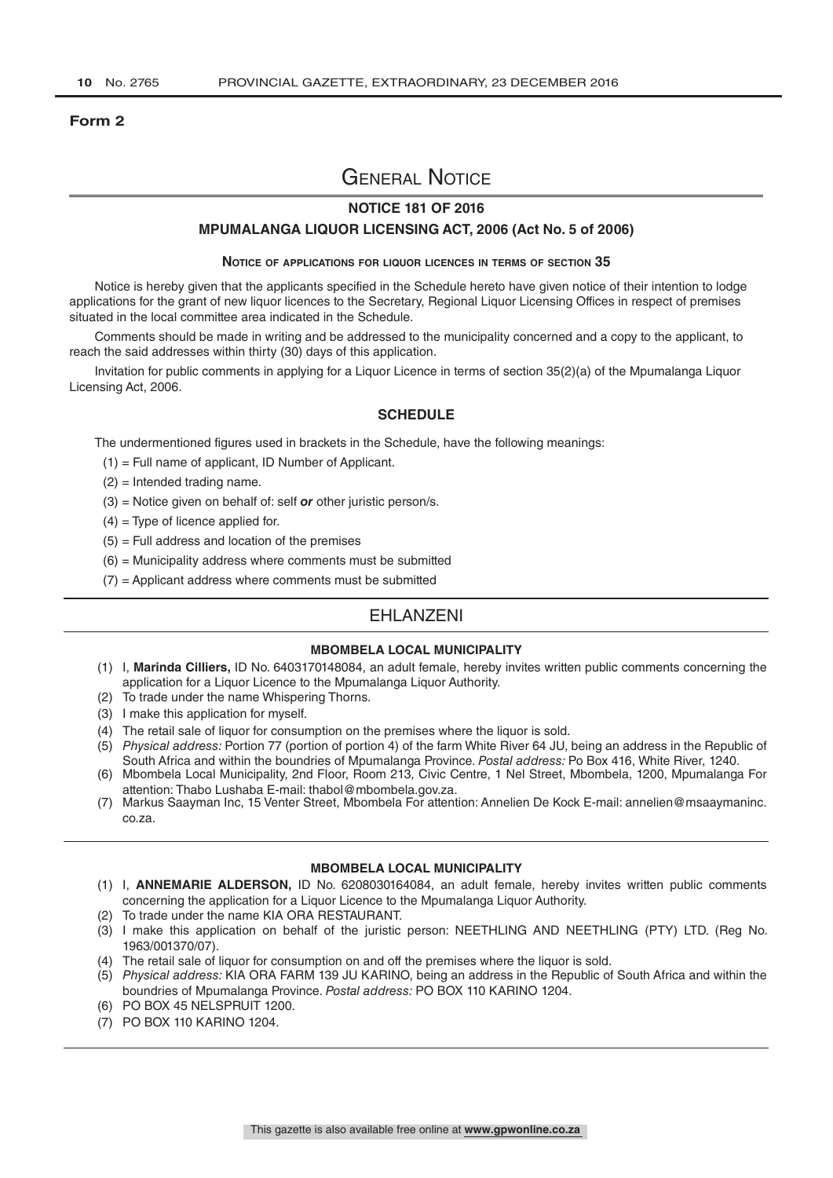**Form 2**

# General Notice

## NOTICE 181 OF 2016

## MPUMALANGA LIQUOR LICENSING ACT, 2006 (Act No. 5 of 2006)

### Notice of applications for liquor licences in terms of section 35

Notice is hereby given that the applicants specified in the Schedule hereto have given notice of their intention to lodge applications for the grant of new liquor licences to the Secretary, Regional Liquor Licensing Offices in respect of premises situated in the local committee area indicated in the Schedule.

Comments should be made in writing and be addressed to the municipality concerned and a copy to the applicant, to reach the said addresses within thirty (30) days of this application.

Invitation for public comments in applying for a Liquor Licence in terms of section 35(2)(a) of the Mpumalanga Liquor Licensing Act, 2006.

### SCHEDULE

The undermentioned figures used in brackets in the Schedule, have the following meanings:

(1) = Full name of applicant, ID Number of Applicant.

(2) = Intended trading name.

(3) = Notice given on behalf of: self ***or*** other juristic person/s.

(4) = Type of licence applied for.

(5) = Full address and location of the premises

(6) = Municipality address where comments must be submitted

(7) = Applicant address where comments must be submitted

## EHLANZENI

### MBOMBELA LOCAL MUNICIPALITY

(1) I, **Marinda Cilliers,** ID No. 6403170148084, an adult female, hereby invites written public comments concerning the application for a Liquor Licence to the Mpumalanga Liquor Authority.
(2) To trade under the name Whispering Thorns.
(3) I make this application for myself.
(4) The retail sale of liquor for consumption on the premises where the liquor is sold.
(5) *Physical address:* Portion 77 (portion of portion 4) of the farm White River 64 JU, being an address in the Republic of South Africa and within the boundries of Mpumalanga Province. *Postal address:* Po Box 416, White River, 1240.
(6) Mbombela Local Municipality, 2nd Floor, Room 213, Civic Centre, 1 Nel Street, Mbombela, 1200, Mpumalanga For attention: Thabo Lushaba E-mail: thabol@mbombela.gov.za.
(7) Markus Saayman Inc, 15 Venter Street, Mbombela For attention: Annelien De Kock E-mail: annelien@msaaymaninc.co.za.

### MBOMBELA LOCAL MUNICIPALITY

(1) I, **ANNEMARIE ALDERSON,** ID No. 6208030164084, an adult female, hereby invites written public comments concerning the application for a Liquor Licence to the Mpumalanga Liquor Authority.
(2) To trade under the name KIA ORA RESTAURANT.
(3) I make this application on behalf of the juristic person: NEETHLING AND NEETHLING (PTY) LTD. (Reg No. 1963/001370/07).
(4) The retail sale of liquor for consumption on and off the premises where the liquor is sold.
(5) *Physical address:* KIA ORA FARM 139 JU KARINO, being an address in the Republic of South Africa and within the boundries of Mpumalanga Province. *Postal address:* PO BOX 110 KARINO 1204.
(6) PO BOX 45 NELSPRUIT 1200.
(7) PO BOX 110 KARINO 1204.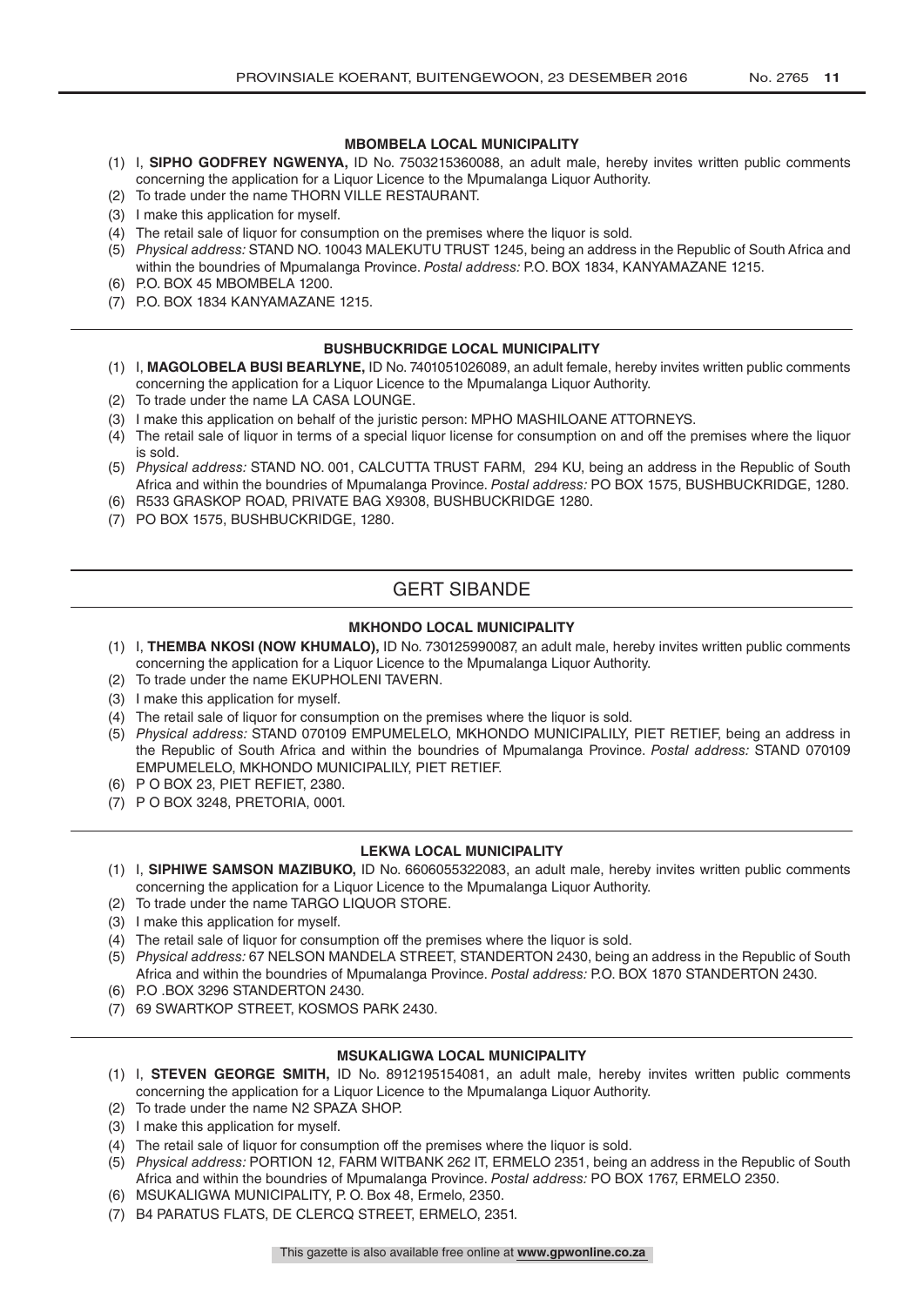#### MBOMBELA LOCAL MUNICIPALITY

(1) I, **SIPHO GODFREY NGWENYA,** ID No. 7503215360088, an adult male, hereby invites written public comments concerning the application for a Liquor Licence to the Mpumalanga Liquor Authority.
(2) To trade under the name THORN VILLE RESTAURANT.
(3) I make this application for myself.
(4) The retail sale of liquor for consumption on the premises where the liquor is sold.
(5) *Physical address:* STAND NO. 10043 MALEKUTU TRUST 1245, being an address in the Republic of South Africa and within the boundries of Mpumalanga Province. *Postal address:* P.O. BOX 1834, KANYAMAZANE 1215.
(6) P.O. BOX 45 MBOMBELA 1200.
(7) P.O. BOX 1834 KANYAMAZANE 1215.

#### BUSHBUCKRIDGE LOCAL MUNICIPALITY

(1) I, **MAGOLOBELA BUSI BEARLYNE,** ID No. 7401051026089, an adult female, hereby invites written public comments concerning the application for a Liquor Licence to the Mpumalanga Liquor Authority.
(2) To trade under the name LA CASA LOUNGE.
(3) I make this application on behalf of the juristic person: MPHO MASHILOANE ATTORNEYS.
(4) The retail sale of liquor in terms of a special liquor license for consumption on and off the premises where the liquor is sold.
(5) *Physical address:* STAND NO. 001, CALCUTTA TRUST FARM, 294 KU, being an address in the Republic of South Africa and within the boundries of Mpumalanga Province. *Postal address:* PO BOX 1575, BUSHBUCKRIDGE, 1280.
(6) R533 GRASKOP ROAD, PRIVATE BAG X9308, BUSHBUCKRIDGE 1280.
(7) PO BOX 1575, BUSHBUCKRIDGE, 1280.

## GERT SIBANDE

#### MKHONDO LOCAL MUNICIPALITY

(1) I, **THEMBA NKOSI (NOW KHUMALO),** ID No. 730125990087, an adult male, hereby invites written public comments concerning the application for a Liquor Licence to the Mpumalanga Liquor Authority.
(2) To trade under the name EKUPHOLENI TAVERN.
(3) I make this application for myself.
(4) The retail sale of liquor for consumption on the premises where the liquor is sold.
(5) *Physical address:* STAND 070109 EMPUMELELO, MKHONDO MUNICIPALILY, PIET RETIEF, being an address in the Republic of South Africa and within the boundries of Mpumalanga Province. *Postal address:* STAND 070109 EMPUMELELO, MKHONDO MUNICIPALILY, PIET RETIEF.
(6) P O BOX 23, PIET REFIET, 2380.
(7) P O BOX 3248, PRETORIA, 0001.

#### LEKWA LOCAL MUNICIPALITY

(1) I, **SIPHIWE SAMSON MAZIBUKO,** ID No. 6606055322083, an adult male, hereby invites written public comments concerning the application for a Liquor Licence to the Mpumalanga Liquor Authority.
(2) To trade under the name TARGO LIQUOR STORE.
(3) I make this application for myself.
(4) The retail sale of liquor for consumption off the premises where the liquor is sold.
(5) *Physical address:* 67 NELSON MANDELA STREET, STANDERTON 2430, being an address in the Republic of South Africa and within the boundries of Mpumalanga Province. *Postal address:* P.O. BOX 1870 STANDERTON 2430.
(6) P.O .BOX 3296 STANDERTON 2430.
(7) 69 SWARTKOP STREET, KOSMOS PARK 2430.

#### MSUKALIGWA LOCAL MUNICIPALITY

(1) I, **STEVEN GEORGE SMITH,** ID No. 8912195154081, an adult male, hereby invites written public comments concerning the application for a Liquor Licence to the Mpumalanga Liquor Authority.
(2) To trade under the name N2 SPAZA SHOP.
(3) I make this application for myself.
(4) The retail sale of liquor for consumption off the premises where the liquor is sold.
(5) *Physical address:* PORTION 12, FARM WITBANK 262 IT, ERMELO 2351, being an address in the Republic of South Africa and within the boundries of Mpumalanga Province. *Postal address:* PO BOX 1767, ERMELO 2350.
(6) MSUKALIGWA MUNICIPALITY, P. O. Box 48, Ermelo, 2350.
(7) B4 PARATUS FLATS, DE CLERCQ STREET, ERMELO, 2351.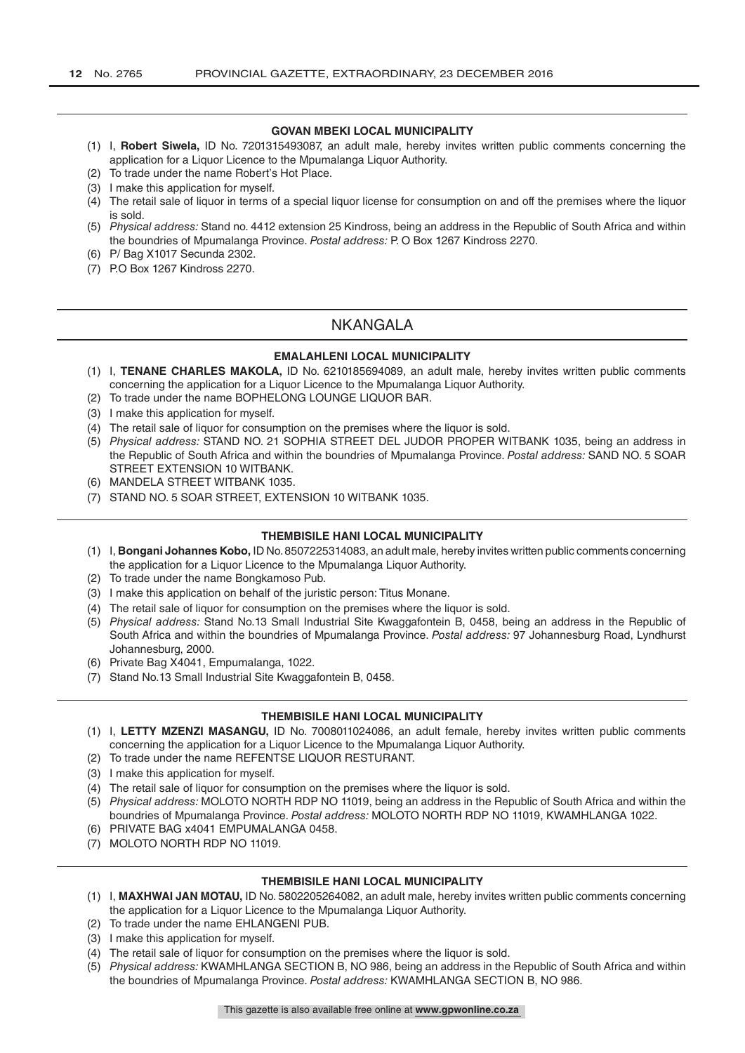#### GOVAN MBEKI LOCAL MUNICIPALITY

(1) I, **Robert Siwela,** ID No. 7201315493087, an adult male, hereby invites written public comments concerning the application for a Liquor Licence to the Mpumalanga Liquor Authority.
(2) To trade under the name Robert's Hot Place.
(3) I make this application for myself.
(4) The retail sale of liquor in terms of a special liquor license for consumption on and off the premises where the liquor is sold.
(5) *Physical address:* Stand no. 4412 extension 25 Kindross, being an address in the Republic of South Africa and within the boundries of Mpumalanga Province. *Postal address:* P. O Box 1267 Kindross 2270.
(6) P/ Bag X1017 Secunda 2302.
(7) P.O Box 1267 Kindross 2270.

## NKANGALA

#### EMALAHLENI LOCAL MUNICIPALITY

(1) I, **TENANE CHARLES MAKOLA,** ID No. 6210185694089, an adult male, hereby invites written public comments concerning the application for a Liquor Licence to the Mpumalanga Liquor Authority.
(2) To trade under the name BOPHELONG LOUNGE LIQUOR BAR.
(3) I make this application for myself.
(4) The retail sale of liquor for consumption on the premises where the liquor is sold.
(5) *Physical address:* STAND NO. 21 SOPHIA STREET DEL JUDOR PROPER WITBANK 1035, being an address in the Republic of South Africa and within the boundries of Mpumalanga Province. *Postal address:* SAND NO. 5 SOAR STREET EXTENSION 10 WITBANK.
(6) MANDELA STREET WITBANK 1035.
(7) STAND NO. 5 SOAR STREET, EXTENSION 10 WITBANK 1035.

#### THEMBISILE HANI LOCAL MUNICIPALITY

(1) I, **Bongani Johannes Kobo,** ID No. 8507225314083, an adult male, hereby invites written public comments concerning the application for a Liquor Licence to the Mpumalanga Liquor Authority.
(2) To trade under the name Bongkamoso Pub.
(3) I make this application on behalf of the juristic person: Titus Monane.
(4) The retail sale of liquor for consumption on the premises where the liquor is sold.
(5) *Physical address:* Stand No.13 Small Industrial Site Kwaggafontein B, 0458, being an address in the Republic of South Africa and within the boundries of Mpumalanga Province. *Postal address:* 97 Johannesburg Road, Lyndhurst Johannesburg, 2000.
(6) Private Bag X4041, Empumalanga, 1022.
(7) Stand No.13 Small Industrial Site Kwaggafontein B, 0458.

#### THEMBISILE HANI LOCAL MUNICIPALITY

(1) I, **LETTY MZENZI MASANGU,** ID No. 7008011024086, an adult female, hereby invites written public comments concerning the application for a Liquor Licence to the Mpumalanga Liquor Authority.
(2) To trade under the name REFENTSE LIQUOR RESTURANT.
(3) I make this application for myself.
(4) The retail sale of liquor for consumption on the premises where the liquor is sold.
(5) *Physical address:* MOLOTO NORTH RDP NO 11019, being an address in the Republic of South Africa and within the boundries of Mpumalanga Province. *Postal address:* MOLOTO NORTH RDP NO 11019, KWAMHLANGA 1022.
(6) PRIVATE BAG x4041 EMPUMALANGA 0458.
(7) MOLOTO NORTH RDP NO 11019.

#### THEMBISILE HANI LOCAL MUNICIPALITY

(1) I, **MAXHWAI JAN MOTAU,** ID No. 5802205264082, an adult male, hereby invites written public comments concerning the application for a Liquor Licence to the Mpumalanga Liquor Authority.
(2) To trade under the name EHLANGENI PUB.
(3) I make this application for myself.
(4) The retail sale of liquor for consumption on the premises where the liquor is sold.
(5) *Physical address:* KWAMHLANGA SECTION B, NO 986, being an address in the Republic of South Africa and within the boundries of Mpumalanga Province. *Postal address:* KWAMHLANGA SECTION B, NO 986.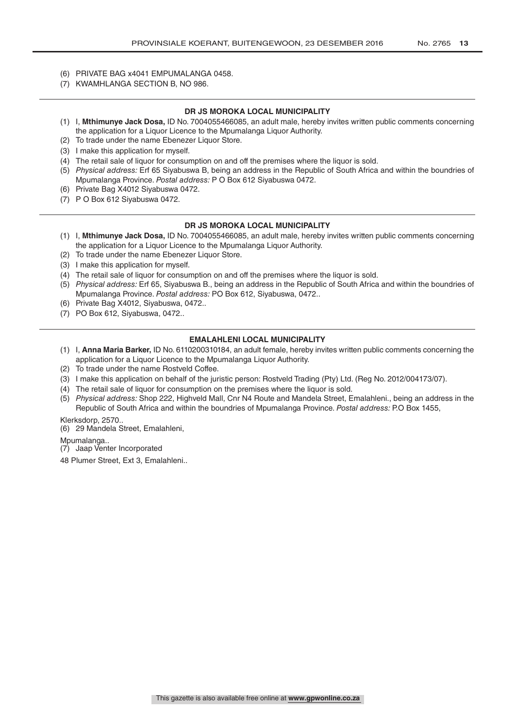(6) PRIVATE BAG x4041 EMPUMALANGA 0458.
(7) KWAMHLANGA SECTION B, NO 986.

---

**DR JS MOROKA LOCAL MUNICIPALITY**

(1) I, **Mthimunye Jack Dosa,** ID No. 7004055466085, an adult male, hereby invites written public comments concerning the application for a Liquor Licence to the Mpumalanga Liquor Authority.
(2) To trade under the name Ebenezer Liquor Store.
(3) I make this application for myself.
(4) The retail sale of liquor for consumption on and off the premises where the liquor is sold.
(5) *Physical address:* Erf 65 Siyabuswa B, being an address in the Republic of South Africa and within the boundries of Mpumalanga Province. *Postal address:* P O Box 612 Siyabuswa 0472.
(6) Private Bag X4012 Siyabuswa 0472.
(7) P O Box 612 Siyabuswa 0472.

---

**DR JS MOROKA LOCAL MUNICIPALITY**

(1) I, **Mthimunye Jack Dosa,** ID No. 7004055466085, an adult male, hereby invites written public comments concerning the application for a Liquor Licence to the Mpumalanga Liquor Authority.
(2) To trade under the name Ebenezer Liquor Store.
(3) I make this application for myself.
(4) The retail sale of liquor for consumption on and off the premises where the liquor is sold.
(5) *Physical address:* Erf 65, Siyabuswa B., being an address in the Republic of South Africa and within the boundries of Mpumalanga Province. *Postal address:* PO Box 612, Siyabuswa, 0472..
(6) Private Bag X4012, Siyabuswa, 0472..
(7) PO Box 612, Siyabuswa, 0472..

---

**EMALAHLENI LOCAL MUNICIPALITY**

(1) I, **Anna Maria Barker,** ID No. 6110200310184, an adult female, hereby invites written public comments concerning the application for a Liquor Licence to the Mpumalanga Liquor Authority.
(2) To trade under the name Rostveld Coffee.
(3) I make this application on behalf of the juristic person: Rostveld Trading (Pty) Ltd. (Reg No. 2012/004173/07).
(4) The retail sale of liquor for consumption on the premises where the liquor is sold.
(5) *Physical address:* Shop 222, Highveld Mall, Cnr N4 Route and Mandela Street, Emalahleni., being an address in the Republic of South Africa and within the boundries of Mpumalanga Province. *Postal address:* P.O Box 1455,

Klerksdorp, 2570..

(6) 29 Mandela Street, Emalahleni,

Mpumalanga..

(7) Jaap Venter Incorporated

48 Plumer Street, Ext 3, Emalahleni..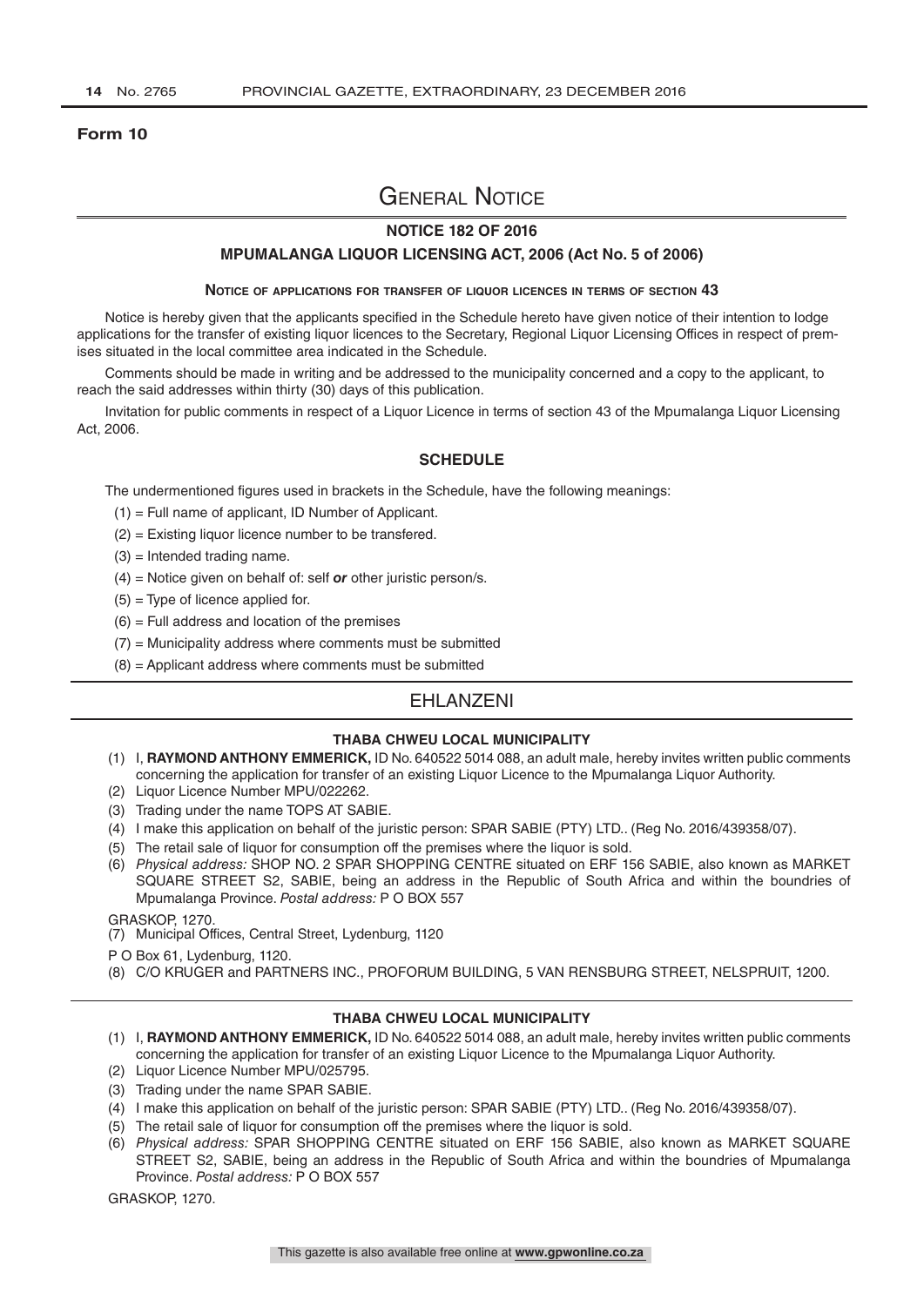**Form 10**

# General Notice

## NOTICE 182 OF 2016

## MPUMALANGA LIQUOR LICENSING ACT, 2006 (Act No. 5 of 2006)

### Notice of applications for transfer of liquor licences in terms of section 43

Notice is hereby given that the applicants specified in the Schedule hereto have given notice of their intention to lodge applications for the transfer of existing liquor licences to the Secretary, Regional Liquor Licensing Offices in respect of premises situated in the local committee area indicated in the Schedule.

Comments should be made in writing and be addressed to the municipality concerned and a copy to the applicant, to reach the said addresses within thirty (30) days of this publication.

Invitation for public comments in respect of a Liquor Licence in terms of section 43 of the Mpumalanga Liquor Licensing Act, 2006.

### SCHEDULE

The undermentioned figures used in brackets in the Schedule, have the following meanings:

(1) = Full name of applicant, ID Number of Applicant.

(2) = Existing liquor licence number to be transfered.

(3) = Intended trading name.

(4) = Notice given on behalf of: self ***or*** other juristic person/s.

(5) = Type of licence applied for.

(6) = Full address and location of the premises

(7) = Municipality address where comments must be submitted

(8) = Applicant address where comments must be submitted

## EHLANZENI

### THABA CHWEU LOCAL MUNICIPALITY

(1) I, **RAYMOND ANTHONY EMMERICK,** ID No. 640522 5014 088, an adult male, hereby invites written public comments concerning the application for transfer of an existing Liquor Licence to the Mpumalanga Liquor Authority.

(2) Liquor Licence Number MPU/022262.

(3) Trading under the name TOPS AT SABIE.

(4) I make this application on behalf of the juristic person: SPAR SABIE (PTY) LTD.. (Reg No. 2016/439358/07).

(5) The retail sale of liquor for consumption off the premises where the liquor is sold.

(6) *Physical address:* SHOP NO. 2 SPAR SHOPPING CENTRE situated on ERF 156 SABIE, also known as MARKET SQUARE STREET S2, SABIE, being an address in the Republic of South Africa and within the boundries of Mpumalanga Province. *Postal address:* P O BOX 557

GRASKOP, 1270.

(7) Municipal Offices, Central Street, Lydenburg, 1120

P O Box 61, Lydenburg, 1120.

(8) C/O KRUGER and PARTNERS INC., PROFORUM BUILDING, 5 VAN RENSBURG STREET, NELSPRUIT, 1200.

---

### THABA CHWEU LOCAL MUNICIPALITY

(1) I, **RAYMOND ANTHONY EMMERICK,** ID No. 640522 5014 088, an adult male, hereby invites written public comments concerning the application for transfer of an existing Liquor Licence to the Mpumalanga Liquor Authority.

(2) Liquor Licence Number MPU/025795.

(3) Trading under the name SPAR SABIE.

(4) I make this application on behalf of the juristic person: SPAR SABIE (PTY) LTD.. (Reg No. 2016/439358/07).

(5) The retail sale of liquor for consumption off the premises where the liquor is sold.

(6) *Physical address:* SPAR SHOPPING CENTRE situated on ERF 156 SABIE, also known as MARKET SQUARE STREET S2, SABIE, being an address in the Republic of South Africa and within the boundries of Mpumalanga Province. *Postal address:* P O BOX 557

GRASKOP, 1270.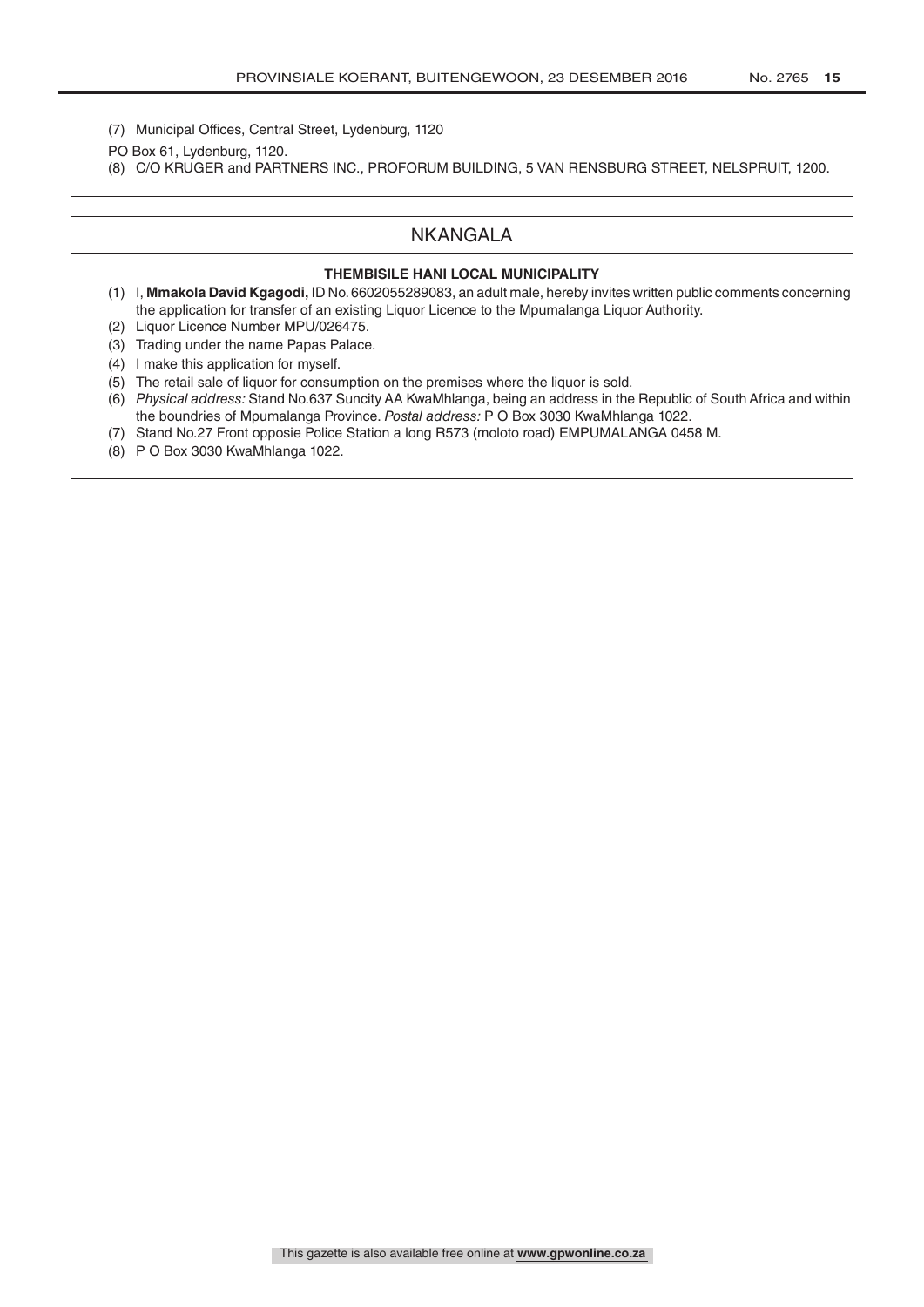(7) Municipal Offices, Central Street, Lydenburg, 1120

PO Box 61, Lydenburg, 1120.

(8) C/O KRUGER and PARTNERS INC., PROFORUM BUILDING, 5 VAN RENSBURG STREET, NELSPRUIT, 1200.

## NKANGALA

### THEMBISILE HANI LOCAL MUNICIPALITY

(1) I, **Mmakola David Kgagodi,** ID No. 6602055289083, an adult male, hereby invites written public comments concerning the application for transfer of an existing Liquor Licence to the Mpumalanga Liquor Authority.

(2) Liquor Licence Number MPU/026475.

(3) Trading under the name Papas Palace.

(4) I make this application for myself.

(5) The retail sale of liquor for consumption on the premises where the liquor is sold.

(6) *Physical address:* Stand No.637 Suncity AA KwaMhlanga, being an address in the Republic of South Africa and within the boundries of Mpumalanga Province. *Postal address:* P O Box 3030 KwaMhlanga 1022.

(7) Stand No.27 Front opposie Police Station a long R573 (moloto road) EMPUMALANGA 0458 M.

(8) P O Box 3030 KwaMhlanga 1022.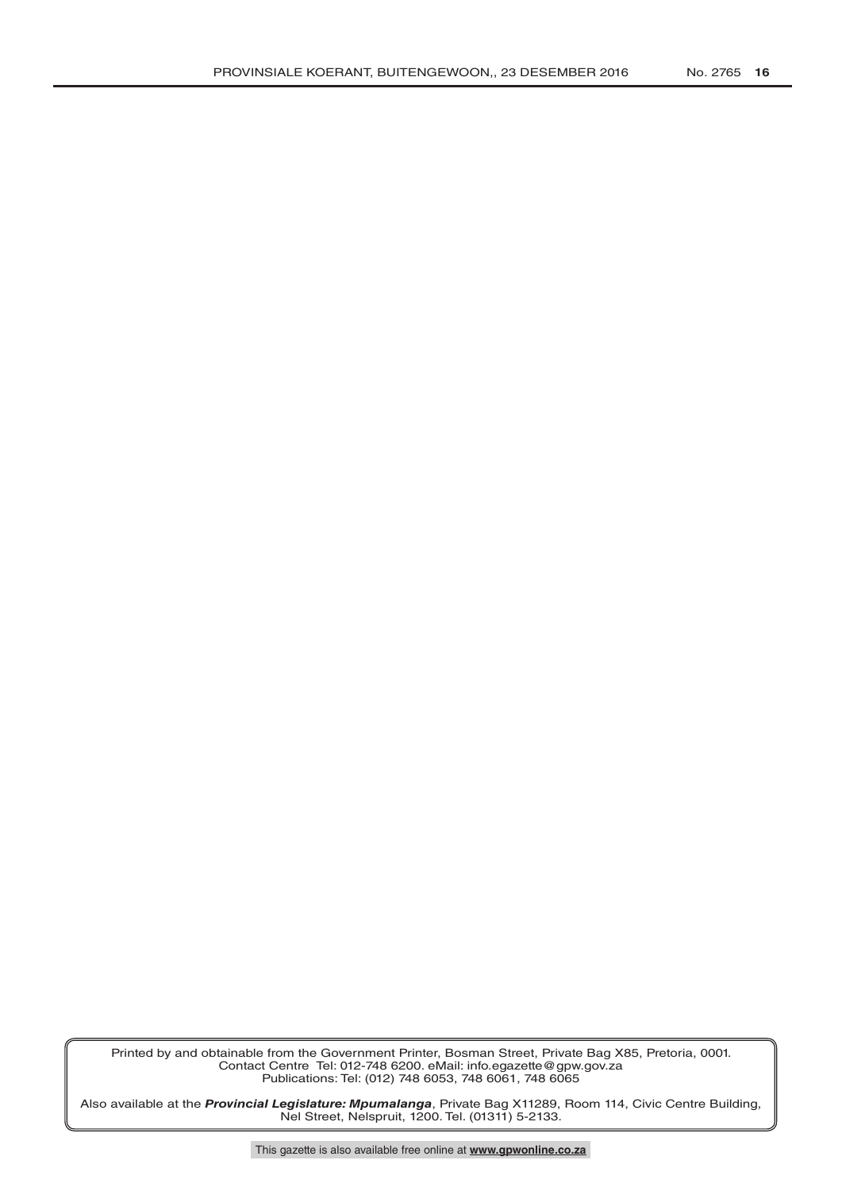Printed by and obtainable from the Government Printer, Bosman Street, Private Bag X85, Pretoria, 0001.
Contact Centre Tel: 012-748 6200. eMail: info.egazette@gpw.gov.za
Publications: Tel: (012) 748 6053, 748 6061, 748 6065

Also available at the ***Provincial Legislature: Mpumalanga***, Private Bag X11289, Room 114, Civic Centre Building, Nel Street, Nelspruit, 1200. Tel. (01311) 5-2133.

This gazette is also available free online at **www.gpwonline.co.za**